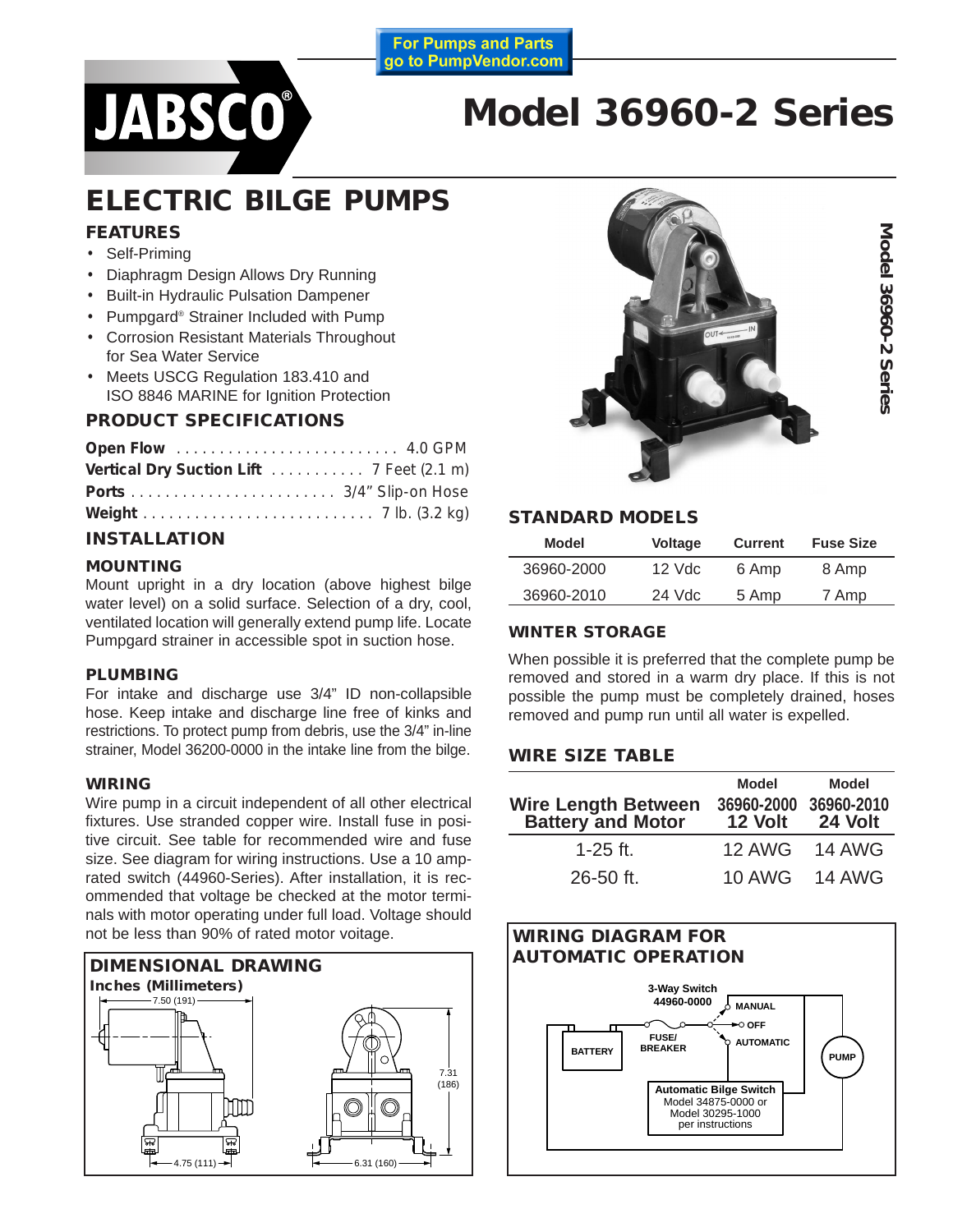For Pumps and Parts go to PumpVendor.com

JABSCO®

# Model 36960-2 Series

## ELECTRIC BILGE PUMPS

### FEATURES

- Self-Priming
- Diaphragm Design Allows Dry Running
- Built-in Hydraulic Pulsation Dampener
- Pumpgard® Strainer Included with Pump
- Corrosion Resistant Materials Throughout for Sea Water Service
- Meets USCG Regulation 183.410 and ISO 8846 MARINE for Ignition Protection

### PRODUCT SPECIFICATIONS

**Open Flow** .......................... 4.0 GPM
**Vertical Dry Suction Lift** ........... 7 Feet (2.1 m)
**Ports** ........................ 3/4" Slip-on Hose
**Weight** ........................... 7 lb. (3.2 kg)

### INSTALLATION

#### MOUNTING

Mount upright in a dry location (above highest bilge water level) on a solid surface. Selection of a dry, cool, ventilated location will generally extend pump life. Locate Pumpgard strainer in accessible spot in suction hose.

#### PLUMBING

For intake and discharge use 3/4" ID non-collapsible hose. Keep intake and discharge line free of kinks and restrictions. To protect pump from debris, use the 3/4" in-line strainer, Model 36200-0000 in the intake line from the bilge.

#### WIRING

Wire pump in a circuit independent of all other electrical fixtures. Use stranded copper wire. Install fuse in positive circuit. See table for recommended wire and fuse size. See diagram for wiring instructions. Use a 10 amp-rated switch (44960-Series). After installation, it is recommended that voltage be checked at the motor terminals with motor operating under full load. Voltage should not be less than 90% of rated motor voitage.

### DIMENSIONAL DRAWING

Inches (Millimeters)

7.50 (191) — 4.75 (111) — 7.31 (186) — 6.31 (160)

### STANDARD MODELS

| Model | Voltage | Current | Fuse Size |
|---|---|---|---|
| 36960-2000 | 12 Vdc | 6 Amp | 8 Amp |
| 36960-2010 | 24 Vdc | 5 Amp | 7 Amp |

### WINTER STORAGE

When possible it is preferred that the complete pump be removed and stored in a warm dry place. If this is not possible the pump must be completely drained, hoses removed and pump run until all water is expelled.

### WIRE SIZE TABLE

| Wire Length Between Battery and Motor | Model 36960-2000 12 Volt | Model 36960-2010 24 Volt |
|---|---|---|
| 1-25 ft. | 12 AWG | 14 AWG |
| 26-50 ft. | 10 AWG | 14 AWG |

### WIRING DIAGRAM FOR AUTOMATIC OPERATION

3-Way Switch 44960-0000 — MANUAL — OFF — AUTOMATIC — BATTERY — FUSE/BREAKER — PUMP — Automatic Bilge Switch Model 34875-0000 or Model 30295-1000 per instructions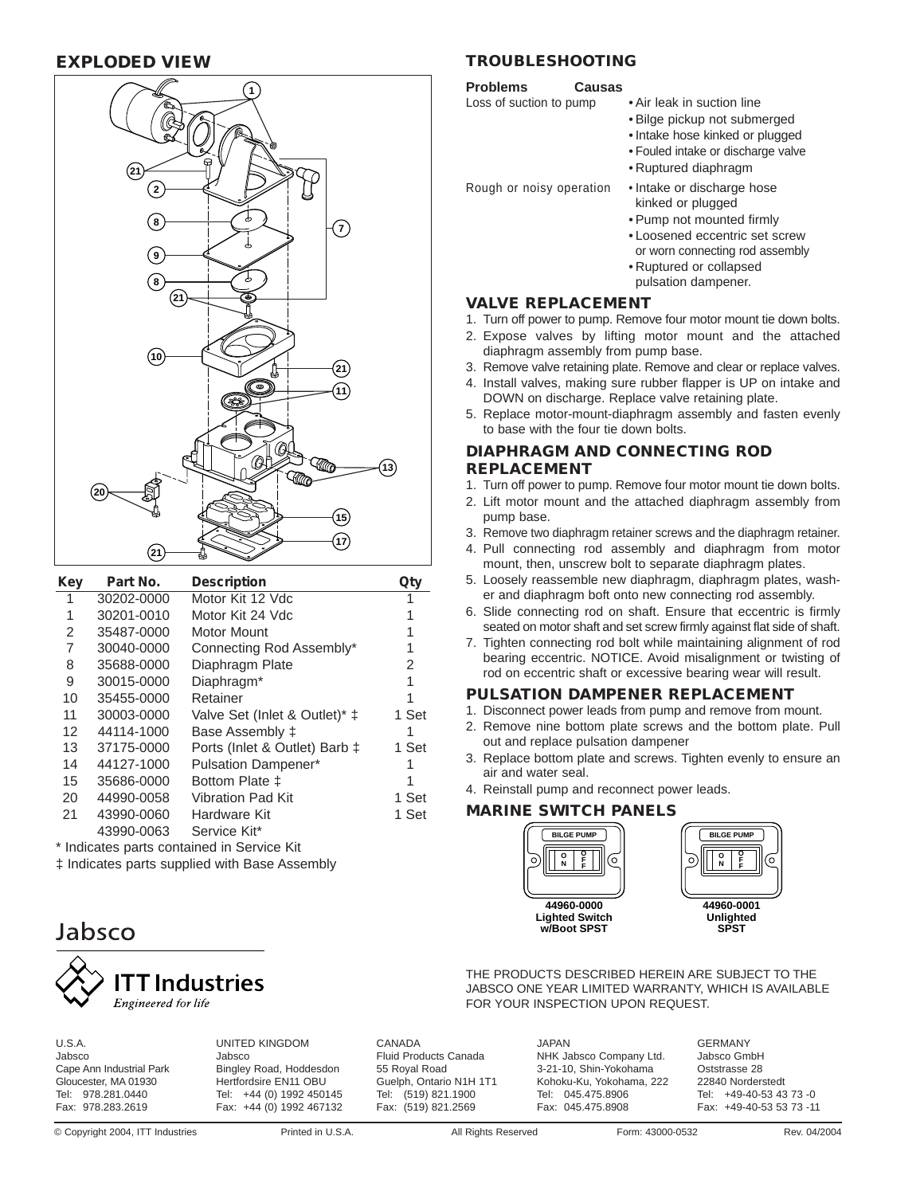## EXPLODED VIEW

1
21
2
8
7
9
8
21
10
21
11
13
20
15
17
21

| Key | Part No. | Description | Qty |
|---|---|---|---|
| 1 | 30202-0000 | Motor Kit 12 Vdc | 1 |
| 1 | 30201-0010 | Motor Kit 24 Vdc | 1 |
| 2 | 35487-0000 | Motor Mount | 1 |
| 7 | 30040-0000 | Connecting Rod Assembly* | 1 |
| 8 | 35688-0000 | Diaphragm Plate | 2 |
| 9 | 30015-0000 | Diaphragm* | 1 |
| 10 | 35455-0000 | Retainer | 1 |
| 11 | 30003-0000 | Valve Set (Inlet & Outlet)* ‡ | 1 Set |
| 12 | 44114-1000 | Base Assembly ‡ | 1 |
| 13 | 37175-0000 | Ports (Inlet & Outlet) Barb ‡ | 1 Set |
| 14 | 44127-1000 | Pulsation Dampener* | 1 |
| 15 | 35686-0000 | Bottom Plate ‡ | 1 |
| 20 | 44990-0058 | Vibration Pad Kit | 1 Set |
| 21 | 43990-0060 | Hardware Kit | 1 Set |
| | 43990-0063 | Service Kit* | |

* Indicates parts contained in Service Kit

‡ Indicates parts supplied with Base Assembly

## TROUBLESHOOTING

| Problems | Causas |
|---|---|
| Loss of suction to pump | • Air leak in suction line<br>• Bilge pickup not submerged<br>• Intake hose kinked or plugged<br>• Fouled intake or discharge valve<br>• Ruptured diaphragm |
| Rough or noisy operation | • Intake or discharge hose kinked or plugged<br>• Pump not mounted firmly<br>• Loosened eccentric set screw or worn connecting rod assembly<br>• Ruptured or collapsed pulsation dampener. |

## VALVE REPLACEMENT

1. Turn off power to pump. Remove four motor mount tie down bolts.
2. Expose valves by lifting motor mount and the attached diaphragm assembly from pump base.
3. Remove valve retaining plate. Remove and clear or replace valves.
4. Install valves, making sure rubber flapper is UP on intake and DOWN on discharge. Replace valve retaining plate.
5. Replace motor-mount-diaphragm assembly and fasten evenly to base with the four tie down bolts.

## DIAPHRAGM AND CONNECTING ROD REPLACEMENT

1. Turn off power to pump. Remove four motor mount tie down bolts.
2. Lift motor mount and the attached diaphragm assembly from pump base.
3. Remove two diaphragm retainer screws and the diaphragm retainer.
4. Pull connecting rod assembly and diaphragm from motor mount, then, unscrew bolt to separate diaphragm plates.
5. Loosely reassemble new diaphragm, diaphragm plates, washer and diaphragm bolt onto new connecting rod assembly.
6. Slide connecting rod on shaft. Ensure that eccentric is firmly seated on motor shaft and set screw firmly against flat side of shaft.
7. Tighten connecting rod bolt while maintaining alignment of rod bearing eccentric. NOTICE. Avoid misalignment or twisting of rod on eccentric shaft or excessive bearing wear will result.

## PULSATION DAMPENER REPLACEMENT

1. Disconnect power leads from pump and remove from mount.
2. Remove nine bottom plate screws and the bottom plate. Pull out and replace pulsation dampener
3. Replace bottom plate and screws. Tighten evenly to ensure an air and water seal.
4. Reinstall pump and reconnect power leads.

## MARINE SWITCH PANELS

BILGE PUMP
ON OFF
**44960-0000**
**Lighted Switch w/Boot SPST**

BILGE PUMP
ON OFF
**44960-0001**
**Unlighted SPST**

THE PRODUCTS DESCRIBED HEREIN ARE SUBJECT TO THE JABSCO ONE YEAR LIMITED WARRANTY, WHICH IS AVAILABLE FOR YOUR INSPECTION UPON REQUEST.

Jabsco

ITT Industries
*Engineered for life*

U.S.A.
Jabsco
Cape Ann Industrial Park
Gloucester, MA 01930
Tel: 978.281.0440
Fax: 978.283.2619

UNITED KINGDOM
Jabsco
Bingley Road, Hoddesdon
Hertfordsire EN11 OBU
Tel: +44 (0) 1992 450145
Fax: +44 (0) 1992 467132

CANADA
Fluid Products Canada
55 Royal Road
Guelph, Ontario N1H 1T1
Tel: (519) 821.1900
Fax: (519) 821.2569

JAPAN
NHK Jabsco Company Ltd.
3-21-10, Shin-Yokohama
Kohoku-Ku, Yokohama, 222
Tel: 045.475.8906
Fax: 045.475.8908

GERMANY
Jabsco GmbH
Oststrasse 28
22840 Norderstedt
Tel: +49-40-53 43 73 -0
Fax: +49-40-53 53 73 -11

© Copyright 2004, ITT Industries | Printed in U.S.A. | All Rights Reserved | Form: 43000-0532 | Rev. 04/2004